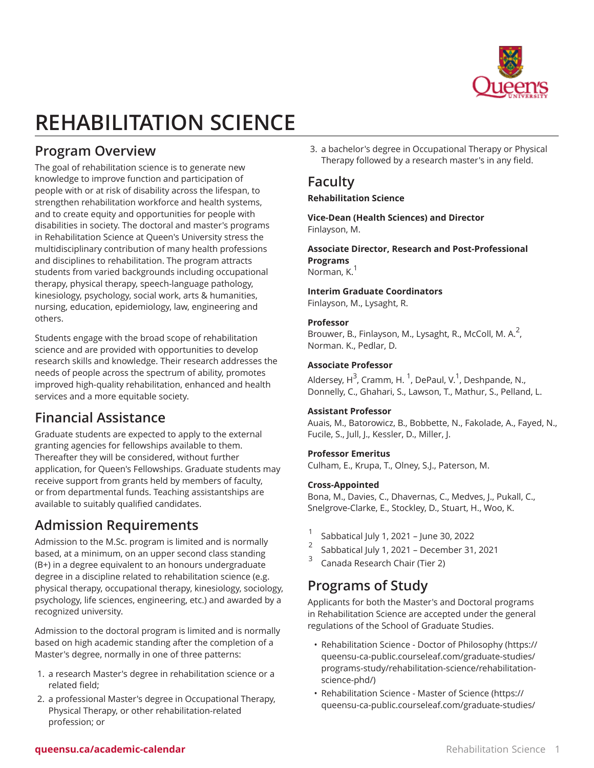# REHABILITATION SCIENCE

## Program Overview

The goal of rehabilitation science is to generate new knowledge to improve function and participation of people with or at risk of disability across the lifespan, to strengthen rehabilitation workforce and health systems, and to create equity and opportunities for people with disabilities in society. The doctoral and master's programs in Rehabilitation Science at Queen's University stress the multidisciplinary contribution of many health professions and disciplines to rehabilitation. The program attracts students from varied backgrounds including occupational therapy, physical therapy, speech-language pathology, kinesiology, psychology, social work, arts & humanities, nursing, education, epidemiology, law, engineering and others.

Students engage with the broad scope of rehabilitation science and are provided with opportunities to develop research skills and knowledge. Their research addresses the needs of people across the spectrum of ability, promotes improved high-quality rehabilitation, enhanced and health services and a more equitable society.

## Financial Assistance

Graduate students are expected to apply to the external granting agencies for fellowships available to them. Thereafter they will be considered, without further application, for Queen's Fellowships. Graduate students may receive support from grants held by members of faculty, or from departmental funds. Teaching assistantships are available to suitably qualified candidates.

## Admission Requirements

Admission to the M.Sc. program is limited and is normally based, at a minimum, on an upper second class standing (B+) in a degree equivalent to an honours undergraduate degree in a discipline related to rehabilitation science (e.g. physical therapy, occupational therapy, kinesiology, sociology, psychology, life sciences, engineering, etc.) and awarded by a recognized university.

Admission to the doctoral program is limited and is normally based on high academic standing after the completion of a Master's degree, normally in one of three patterns:

1. a research Master's degree in rehabilitation science or a related field;
2. a professional Master's degree in Occupational Therapy, Physical Therapy, or other rehabilitation-related profession; or
3. a bachelor's degree in Occupational Therapy or Physical Therapy followed by a research master's in any field.

## Faculty

**Rehabilitation Science**

**Vice-Dean (Health Sciences) and Director**
Finlayson, M.

**Associate Director, Research and Post-Professional Programs**
Norman, K.[1]

**Interim Graduate Coordinators**
Finlayson, M., Lysaght, R.

**Professor**
Brouwer, B., Finlayson, M., Lysaght, R., McColl, M. A.[2], Norman. K., Pedlar, D.

**Associate Professor**
Aldersey, H[3], Cramm, H. [1], DePaul, V.[1], Deshpande, N., Donnelly, C., Ghahari, S., Lawson, T., Mathur, S., Pelland, L.

**Assistant Professor**
Auais, M., Batorowicz, B., Bobbette, N., Fakolade, A., Fayed, N., Fucile, S., Jull, J., Kessler, D., Miller, J.

**Professor Emeritus**
Culham, E., Krupa, T., Olney, S.J., Paterson, M.

**Cross-Appointed**
Bona, M., Davies, C., Dhavernas, C., Medves, J., Pukall, C., Snelgrove-Clarke, E., Stockley, D., Stuart, H., Woo, K.

[1] Sabbatical July 1, 2021 – June 30, 2022
[2] Sabbatical July 1, 2021 – December 31, 2021
[3] Canada Research Chair (Tier 2)

## Programs of Study

Applicants for both the Master's and Doctoral programs in Rehabilitation Science are accepted under the general regulations of the School of Graduate Studies.

- Rehabilitation Science - Doctor of Philosophy (https://queensu-ca-public.courseleaf.com/graduate-studies/programs-study/rehabilitation-science/rehabilitation-science-phd/)
- Rehabilitation Science - Master of Science (https://queensu-ca-public.courseleaf.com/graduate-studies/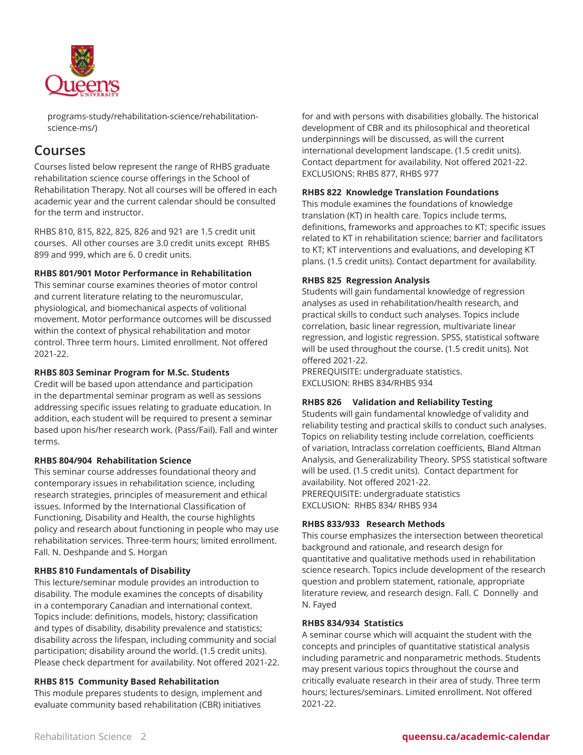programs-study/rehabilitation-science/rehabilitation-science-ms/)

## Courses

Courses listed below represent the range of RHBS graduate rehabilitation science course offerings in the School of Rehabilitation Therapy. Not all courses will be offered in each academic year and the current calendar should be consulted for the term and instructor.

RHBS 810, 815, 822, 825, 826 and 921 are 1.5 credit unit courses. All other courses are 3.0 credit units except RHBS 899 and 999, which are 6. 0 credit units.

**RHBS 801/901 Motor Performance in Rehabilitation**
This seminar course examines theories of motor control and current literature relating to the neuromuscular, physiological, and biomechanical aspects of volitional movement. Motor performance outcomes will be discussed within the context of physical rehabilitation and motor control. Three term hours. Limited enrollment. Not offered 2021-22.

**RHBS 803 Seminar Program for M.Sc. Students**
Credit will be based upon attendance and participation in the departmental seminar program as well as sessions addressing specific issues relating to graduate education. In addition, each student will be required to present a seminar based upon his/her research work. (Pass/Fail). Fall and winter terms.

**RHBS 804/904 Rehabilitation Science**
This seminar course addresses foundational theory and contemporary issues in rehabilitation science, including research strategies, principles of measurement and ethical issues. Informed by the International Classification of Functioning, Disability and Health, the course highlights policy and research about functioning in people who may use rehabilitation services. Three-term hours; limited enrollment. Fall. N. Deshpande and S. Horgan

**RHBS 810 Fundamentals of Disability**
This lecture/seminar module provides an introduction to disability. The module examines the concepts of disability in a contemporary Canadian and international context. Topics include: definitions, models, history; classification and types of disability, disability prevalence and statistics; disability across the lifespan, including community and social participation; disability around the world. (1.5 credit units). Please check department for availability. Not offered 2021-22.

**RHBS 815 Community Based Rehabilitation**
This module prepares students to design, implement and evaluate community based rehabilitation (CBR) initiatives for and with persons with disabilities globally. The historical development of CBR and its philosophical and theoretical underpinnings will be discussed, as will the current international development landscape. (1.5 credit units). Contact department for availability. Not offered 2021-22.
EXCLUSIONS: RHBS 877, RHBS 977

**RHBS 822 Knowledge Translation Foundations**
This module examines the foundations of knowledge translation (KT) in health care. Topics include terms, definitions, frameworks and approaches to KT; specific issues related to KT in rehabilitation science; barrier and facilitators to KT; KT interventions and evaluations, and developing KT plans. (1.5 credit units). Contact department for availability.

**RHBS 825 Regression Analysis**
Students will gain fundamental knowledge of regression analyses as used in rehabilitation/health research, and practical skills to conduct such analyses. Topics include correlation, basic linear regression, multivariate linear regression, and logistic regression. SPSS, statistical software will be used throughout the course. (1.5 credit units). Not offered 2021-22.
PREREQUISITE: undergraduate statistics.
EXCLUSION: RHBS 834/RHBS 934

**RHBS 826 Validation and Reliability Testing**
Students will gain fundamental knowledge of validity and reliability testing and practical skills to conduct such analyses. Topics on reliability testing include correlation, coefficients of variation, Intraclass correlation coefficients, Bland Altman Analysis, and Generalizability Theory. SPSS statistical software will be used. (1.5 credit units). Contact department for availability. Not offered 2021-22.
PREREQUISITE: undergraduate statistics
EXCLUSION: RHBS 834/ RHBS 934

**RHBS 833/933 Research Methods**
This course emphasizes the intersection between theoretical background and rationale, and research design for quantitative and qualitative methods used in rehabilitation science research. Topics include development of the research question and problem statement, rationale, appropriate literature review, and research design. Fall. C Donnelly and N. Fayed

**RHBS 834/934 Statistics**
A seminar course which will acquaint the student with the concepts and principles of quantitative statistical analysis including parametric and nonparametric methods. Students may present various topics throughout the course and critically evaluate research in their area of study. Three term hours; lectures/seminars. Limited enrollment. Not offered 2021-22.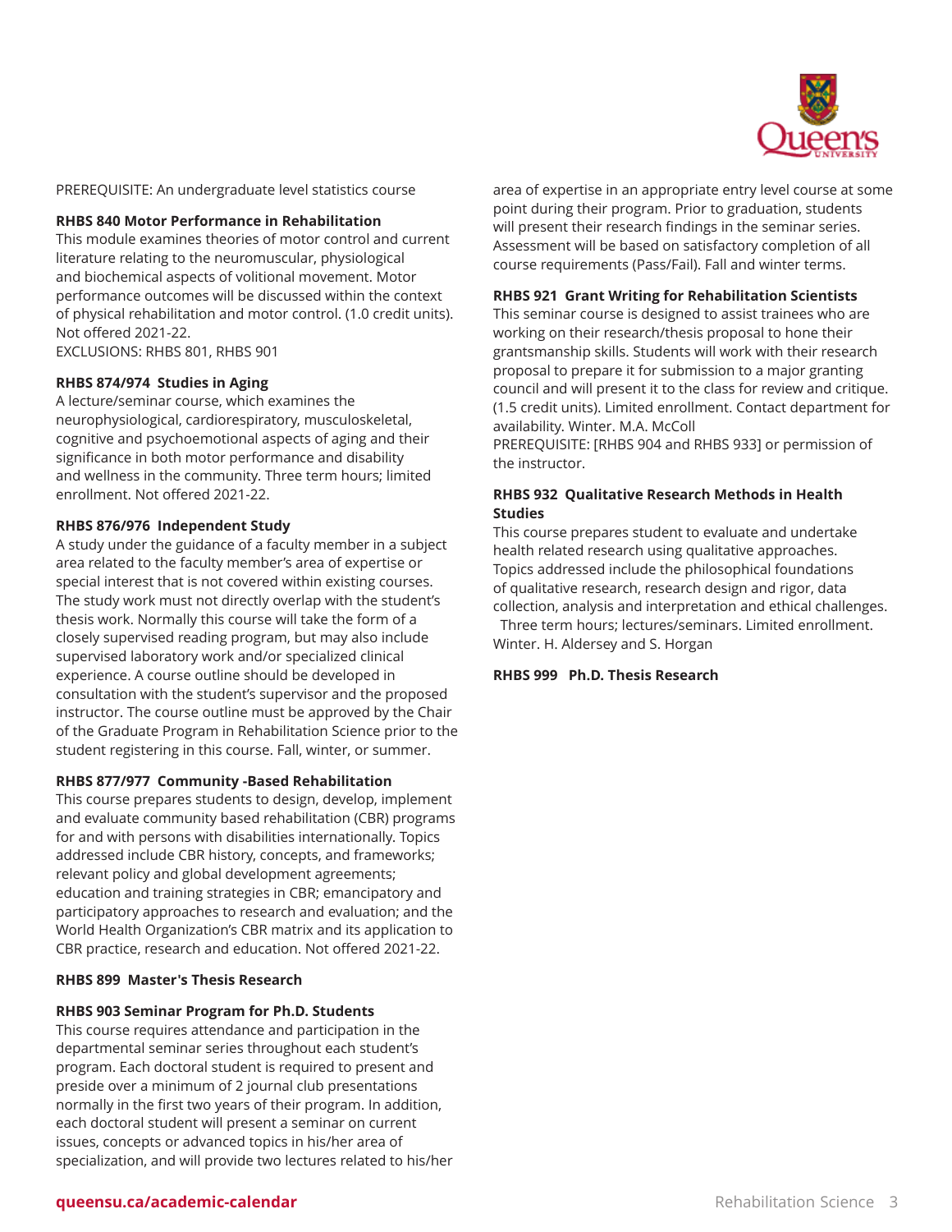PREREQUISITE: An undergraduate level statistics course

**RHBS 840 Motor Performance in Rehabilitation**

This module examines theories of motor control and current literature relating to the neuromuscular, physiological and biochemical aspects of volitional movement. Motor performance outcomes will be discussed within the context of physical rehabilitation and motor control. (1.0 credit units). Not offered 2021-22.
EXCLUSIONS: RHBS 801, RHBS 901

**RHBS 874/974 Studies in Aging**

A lecture/seminar course, which examines the neurophysiological, cardiorespiratory, musculoskeletal, cognitive and psychoemotional aspects of aging and their significance in both motor performance and disability and wellness in the community. Three term hours; limited enrollment. Not offered 2021-22.

**RHBS 876/976 Independent Study**

A study under the guidance of a faculty member in a subject area related to the faculty member's area of expertise or special interest that is not covered within existing courses. The study work must not directly overlap with the student's thesis work. Normally this course will take the form of a closely supervised reading program, but may also include supervised laboratory work and/or specialized clinical experience. A course outline should be developed in consultation with the student's supervisor and the proposed instructor. The course outline must be approved by the Chair of the Graduate Program in Rehabilitation Science prior to the student registering in this course. Fall, winter, or summer.

**RHBS 877/977 Community -Based Rehabilitation**

This course prepares students to design, develop, implement and evaluate community based rehabilitation (CBR) programs for and with persons with disabilities internationally. Topics addressed include CBR history, concepts, and frameworks; relevant policy and global development agreements; education and training strategies in CBR; emancipatory and participatory approaches to research and evaluation; and the World Health Organization's CBR matrix and its application to CBR practice, research and education. Not offered 2021-22.

**RHBS 899 Master's Thesis Research**

**RHBS 903 Seminar Program for Ph.D. Students**

This course requires attendance and participation in the departmental seminar series throughout each student's program. Each doctoral student is required to present and preside over a minimum of 2 journal club presentations normally in the first two years of their program. In addition, each doctoral student will present a seminar on current issues, concepts or advanced topics in his/her area of specialization, and will provide two lectures related to his/her area of expertise in an appropriate entry level course at some point during their program. Prior to graduation, students will present their research findings in the seminar series. Assessment will be based on satisfactory completion of all course requirements (Pass/Fail). Fall and winter terms.

**RHBS 921 Grant Writing for Rehabilitation Scientists**

This seminar course is designed to assist trainees who are working on their research/thesis proposal to hone their grantsmanship skills. Students will work with their research proposal to prepare it for submission to a major granting council and will present it to the class for review and critique. (1.5 credit units). Limited enrollment. Contact department for availability. Winter. M.A. McColl
PREREQUISITE: [RHBS 904 and RHBS 933] or permission of the instructor.

**RHBS 932 Qualitative Research Methods in Health Studies**

This course prepares student to evaluate and undertake health related research using qualitative approaches. Topics addressed include the philosophical foundations of qualitative research, research design and rigor, data collection, analysis and interpretation and ethical challenges. Three term hours; lectures/seminars. Limited enrollment. Winter. H. Aldersey and S. Horgan

**RHBS 999 Ph.D. Thesis Research**